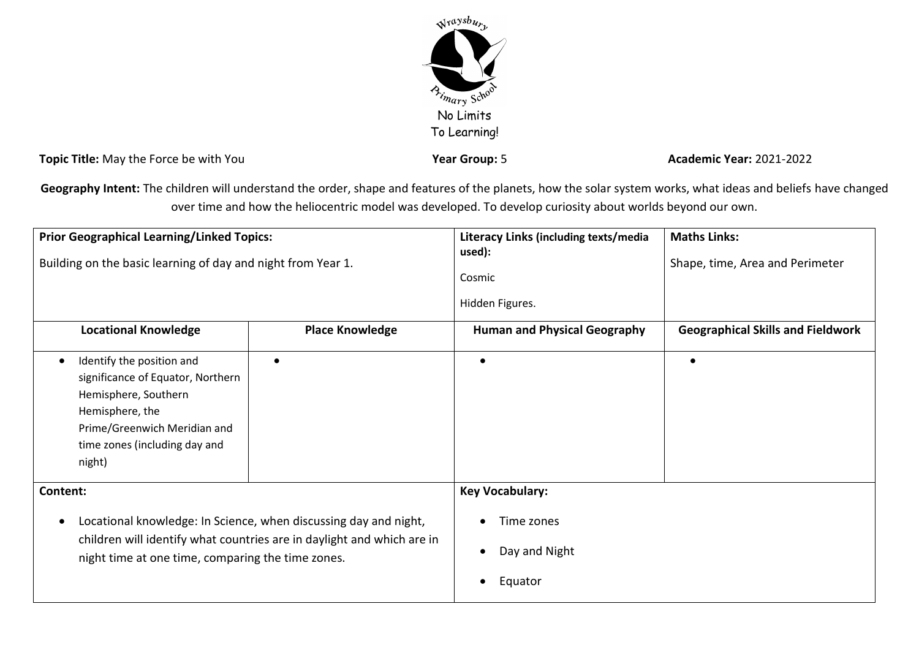Wraysbury Primary School

No Limits To Learning!

**Topic Title:** May the Force be with You **Year Group:** 5 **Academic Year:** 2021-2022

**Geography Intent:** The children will understand the order, shape and features of the planets, how the solar system works, what ideas and beliefs have changed over time and how the heliocentric model was developed. To develop curiosity about worlds beyond our own.

| **Prior Geographical Learning/Linked Topics:** Building on the basic learning of day and night from Year 1. | | **Literacy Links (including texts/media used):** Cosmic, Hidden Figures. | **Maths Links:** Shape, time, Area and Perimeter |
|---|---|---|---|
| **Locational Knowledge** | **Place Knowledge** | **Human and Physical Geography** | **Geographical Skills and Fieldwork** |
| • Identify the position and significance of Equator, Northern Hemisphere, Southern Hemisphere, the Prime/Greenwich Meridian and time zones (including day and night) | • | • | • |
| **Content:** • Locational knowledge: In Science, when discussing day and night, children will identify what countries are in daylight and which are in night time at one time, comparing the time zones. | | **Key Vocabulary:** • Time zones • Day and Night • Equator | |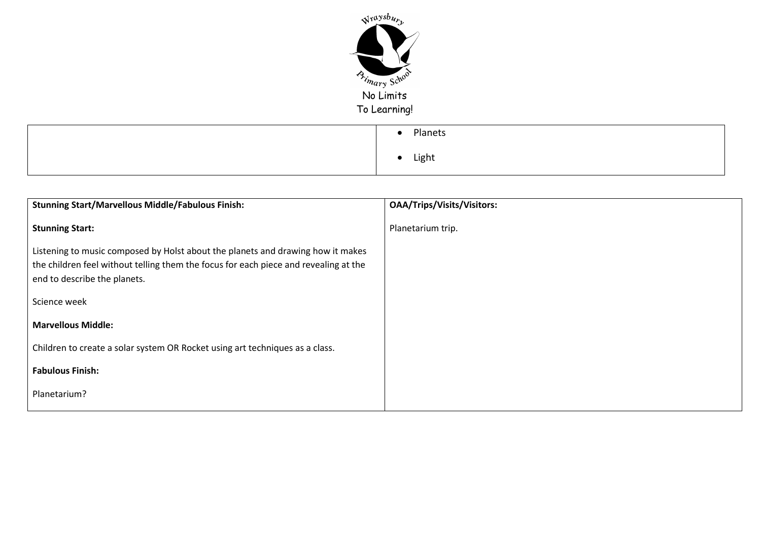Wraysbury Primary School

No Limits
To Learning!

| | |
|---|---|
| | • Planets<br><br>• Light |

| **Stunning Start/Marvellous Middle/Fabulous Finish:** | **OAA/Trips/Visits/Visitors:** |
|---|---|
| **Stunning Start:**<br><br>Listening to music composed by Holst about the planets and drawing how it makes the children feel without telling them the focus for each piece and revealing at the end to describe the planets.<br><br>Science week<br><br>**Marvellous Middle:**<br><br>Children to create a solar system OR Rocket using art techniques as a class.<br><br>**Fabulous Finish:**<br><br>Planetarium? | Planetarium trip. |